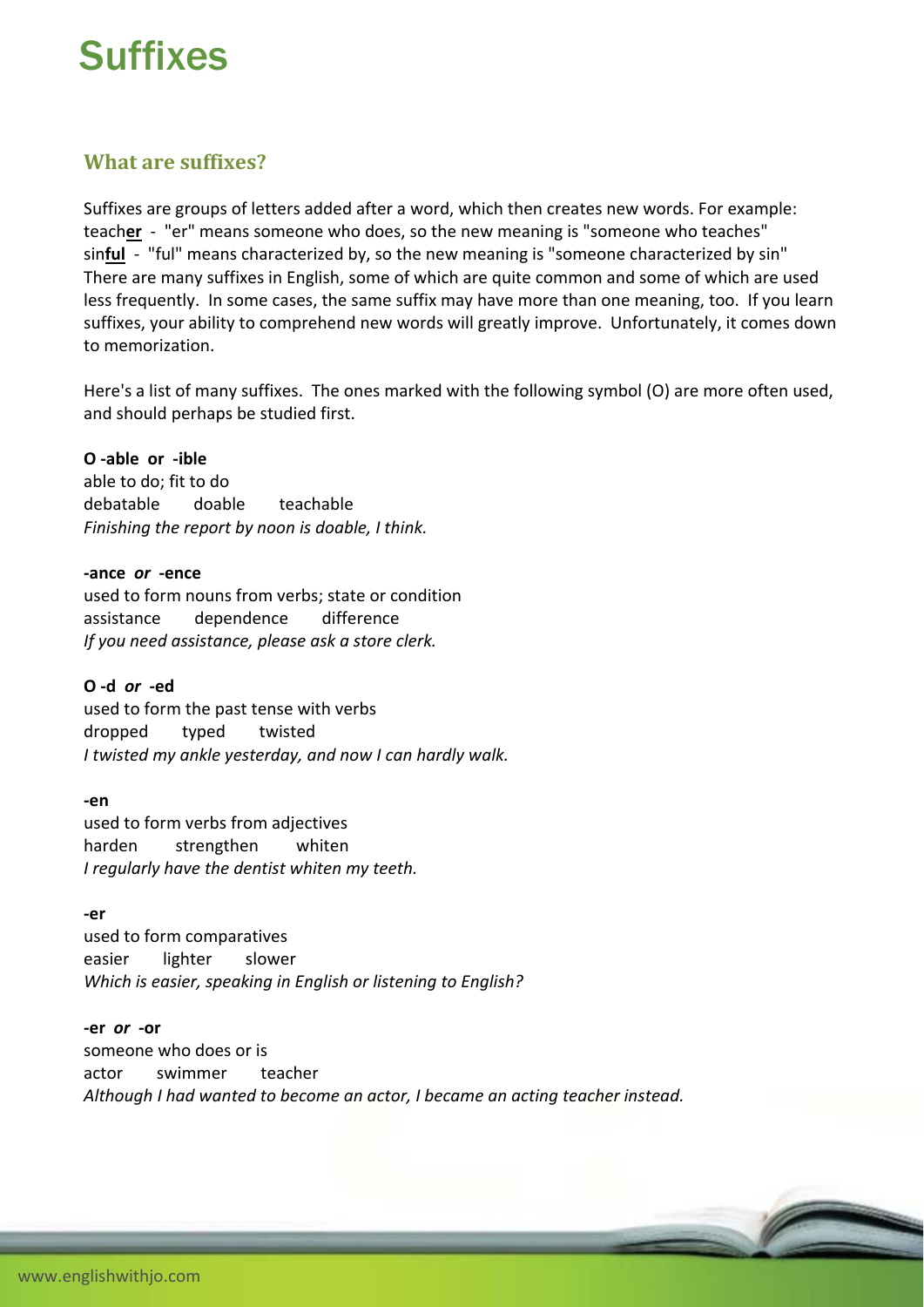# Suffixes

## What are suffixes?

Suffixes are groups of letters added after a word, which then creates new words. For example:
teach**er** - "er" means someone who does, so the new meaning is "someone who teaches"
sin**ful** - "ful" means characterized by, so the new meaning is "someone characterized by sin"
There are many suffixes in English, some of which are quite common and some of which are used less frequently. In some cases, the same suffix may have more than one meaning, too. If you learn suffixes, your ability to comprehend new words will greatly improve. Unfortunately, it comes down to memorization.

Here's a list of many suffixes. The ones marked with the following symbol (O) are more often used, and should perhaps be studied first.

**O -able or -ible**
able to do; fit to do
debatable doable teachable
*Finishing the report by noon is doable, I think.*

**-ance *or* -ence**
used to form nouns from verbs; state or condition
assistance dependence difference
*If you need assistance, please ask a store clerk.*

**O -d *or* -ed**
used to form the past tense with verbs
dropped typed twisted
*I twisted my ankle yesterday, and now I can hardly walk.*

**-en**
used to form verbs from adjectives
harden strengthen whiten
*I regularly have the dentist whiten my teeth.*

**-er**
used to form comparatives
easier lighter slower
*Which is easier, speaking in English or listening to English?*

**-er *or* -or**
someone who does or is
actor swimmer teacher
*Although I had wanted to become an actor, I became an acting teacher instead.*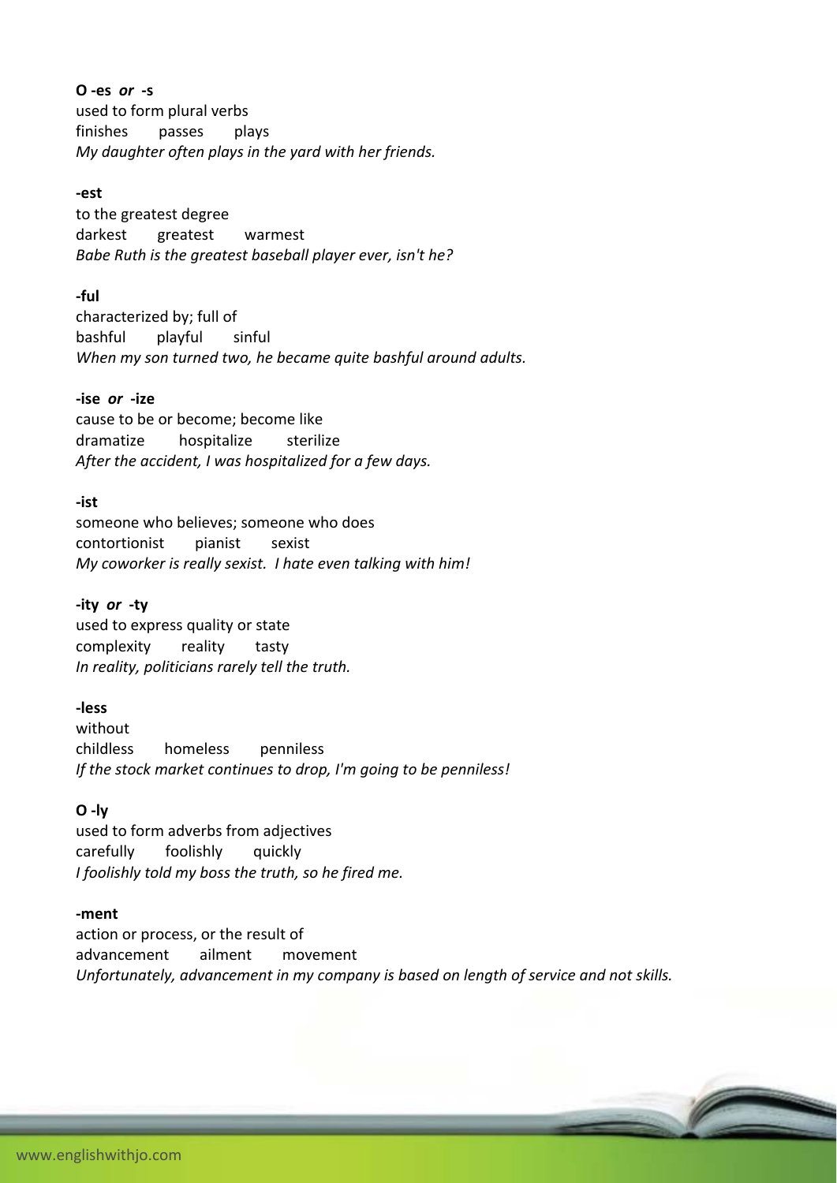**O -es *or* -s**
used to form plural verbs
finishes passes plays
*My daughter often plays in the yard with her friends.*

**-est**
to the greatest degree
darkest greatest warmest
*Babe Ruth is the greatest baseball player ever, isn't he?*

**-ful**
characterized by; full of
bashful playful sinful
*When my son turned two, he became quite bashful around adults.*

**-ise *or* -ize**
cause to be or become; become like
dramatize hospitalize sterilize
*After the accident, I was hospitalized for a few days.*

**-ist**
someone who believes; someone who does
contortionist pianist sexist
*My coworker is really sexist. I hate even talking with him!*

**-ity *or* -ty**
used to express quality or state
complexity reality tasty
*In reality, politicians rarely tell the truth.*

**-less**
without
childless homeless penniless
*If the stock market continues to drop, I'm going to be penniless!*

**O -ly**
used to form adverbs from adjectives
carefully foolishly quickly
*I foolishly told my boss the truth, so he fired me.*

**-ment**
action or process, or the result of
advancement ailment movement
*Unfortunately, advancement in my company is based on length of service and not skills.*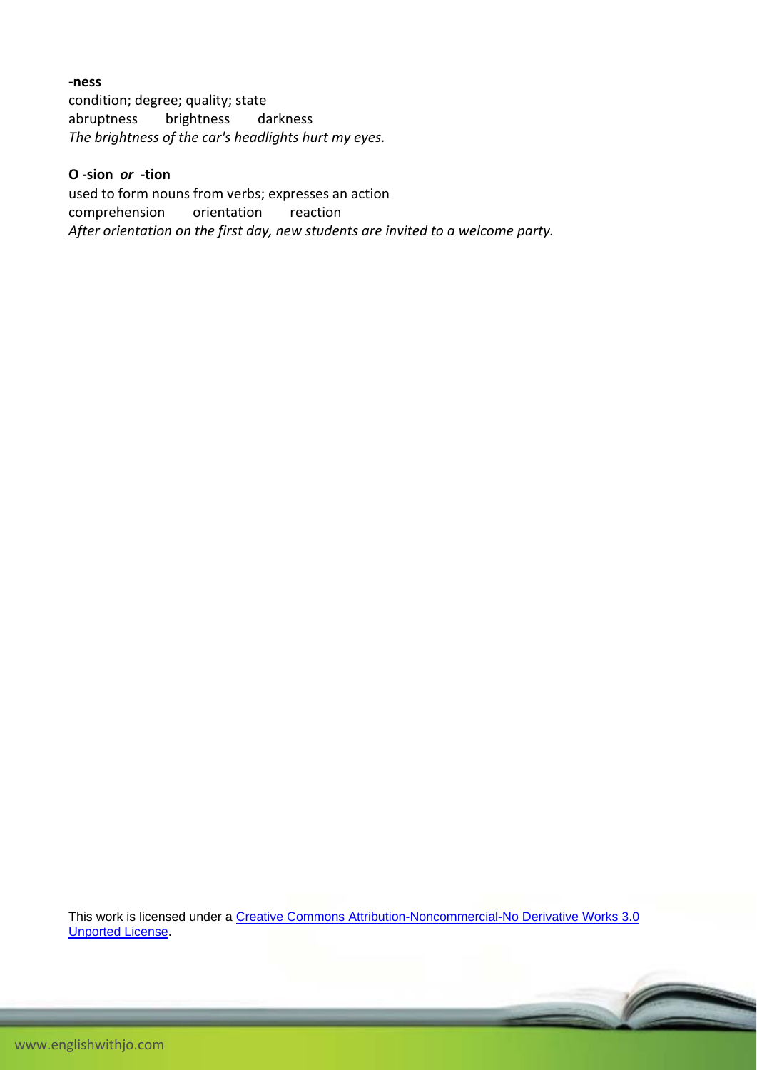**-ness**

condition; degree; quality; state

abruptness brightness darkness

*The brightness of the car's headlights hurt my eyes.*

**O -sion *or* -tion**

used to form nouns from verbs; expresses an action

comprehension orientation reaction

*After orientation on the first day, new students are invited to a welcome party.*

This work is licensed under a Creative Commons Attribution-Noncommercial-No Derivative Works 3.0 Unported License.